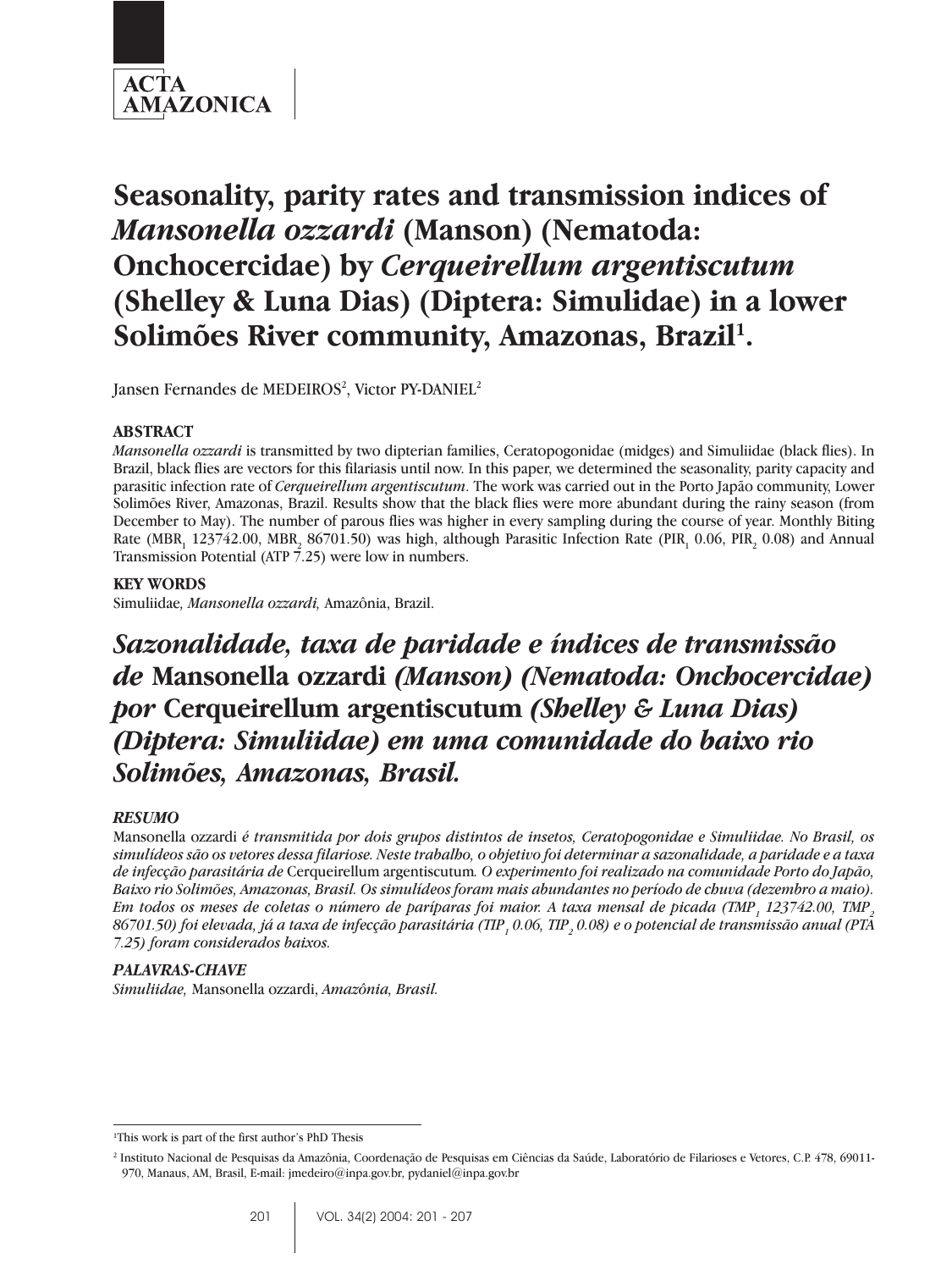# Seasonality, parity rates and transmission indices of *Mansonella ozzardi* (Manson) (Nematoda: Onchocercidae) by *Cerqueirellum argentiscutum* (Shelley & Luna Dias) (Diptera: Simulidae) in a lower Solimões River community, Amazonas, Brazil[1].

Jansen Fernandes de MEDEIROS[2], Victor PY-DANIEL[2]

### ABSTRACT

*Mansonella ozzardi* is transmitted by two dipterian families, Ceratopogonidae (midges) and Simuliidae (black flies). In Brazil, black flies are vectors for this filariasis until now. In this paper, we determined the seasonality, parity capacity and parasitic infection rate of *Cerqueirellum argentiscutum*. The work was carried out in the Porto Japão community, Lower Solimões River, Amazonas, Brazil. Results show that the black flies were more abundant during the rainy season (from December to May). The number of parous flies was higher in every sampling during the course of year. Monthly Biting Rate ($MBR_1$ 123742.00, $MBR_2$ 86701.50) was high, although Parasitic Infection Rate ($PIR_1$ 0.06, $PIR_2$ 0.08) and Annual Transmission Potential (ATP 7.25) were low in numbers.

### KEY WORDS

Simuliidae, *Mansonella ozzardi,* Amazônia, Brazil.

# *Sazonalidade, taxa de paridade e índices de transmissão de* Mansonella ozzardi *(Manson) (Nematoda: Onchocercidae) por* Cerqueirellum argentiscutum *(Shelley & Luna Dias) (Diptera: Simuliidae) em uma comunidade do baixo rio Solimões, Amazonas, Brasil.*

### *RESUMO*

Mansonella ozzardi *é transmitida por dois grupos distintos de insetos, Ceratopogonidae e Simuliidae. No Brasil, os simulídeos são os vetores dessa filariose. Neste trabalho, o objetivo foi determinar a sazonalidade, a paridade e a taxa de infecção parasitária de* Cerqueirellum argentiscutum*. O experimento foi realizado na comunidade Porto do Japão, Baixo rio Solimões, Amazonas, Brasil. Os simulídeos foram mais abundantes no período de chuva (dezembro a maio). Em todos os meses de coletas o número de paríparas foi maior. A taxa mensal de picada ($TMP_1$ 123742.00, $TMP_2$ 86701.50) foi elevada, já a taxa de infecção parasitária ($TIP_1$ 0.06, $TIP_2$ 0.08) e o potencial de transmissão anual (PTA 7.25) foram considerados baixos.*

### *PALAVRAS-CHAVE*

*Simuliidae,* Mansonella ozzardi, *Amazônia, Brasil.*

---

[1] This work is part of the first author's PhD Thesis

[2] Instituto Nacional de Pesquisas da Amazônia, Coordenação de Pesquisas em Ciências da Saúde, Laboratório de Filarioses e Vetores, C.P. 478, 69011-970, Manaus, AM, Brasil, E-mail: jmedeiro@inpa.gov.br, pydaniel@inpa.gov.br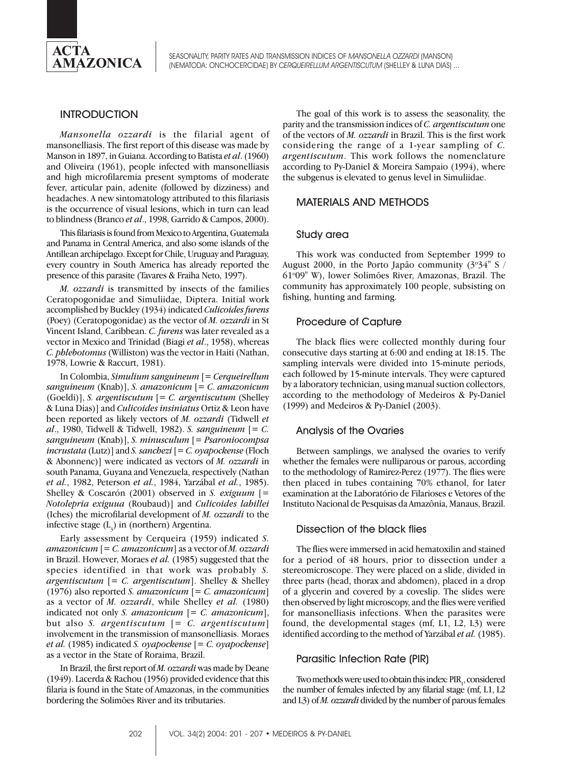## INTRODUCTION

*Mansonella ozzardi* is the filarial agent of mansonelliasis. The first report of this disease was made by Manson in 1897, in Guiana. According to Batista *et al*. (1960) and Oliveira (1961), people infected with mansonelliasis and high microfilaremia present symptoms of moderate fever, articular pain, adenite (followed by dizziness) and headaches. A new sintomatology attributed to this filariasis is the occurrence of visual lesions, which in turn can lead to blindness (Branco *et al*., 1998, Garrido & Campos, 2000).

This filariasis is found from Mexico to Argentina, Guatemala and Panama in Central America, and also some islands of the Antillean archipelago. Except for Chile, Uruguay and Paraguay, every country in South America has already reported the presence of this parasite (Tavares & Fraiha Neto, 1997).

*M. ozzardi* is transmitted by insects of the families Ceratopogonidae and Simuliidae, Diptera. Initial work accomplished by Buckley (1934) indicated *Culicoides furens* (Poey) (Ceratopogonidae) as the vector of *M. ozzardi* in St Vincent Island, Caribbean. *C. furens* was later revealed as a vector in Mexico and Trinidad (Biagi *et al*., 1958), whereas *C. phlebotomus* (Williston) was the vector in Haiti (Nathan, 1978, Lowrie & Raccurt, 1981).

In Colombia, *Simulium sanguineum* [= *Cerqueirellum sanguineum* (Knab)], *S. amazonicum* [= *C. amazonicum* (Goeldi)], *S. argentiscutum* [= *C. argentiscutum* (Shelley & Luna Dias)] and *Culicoides insiniatus* Ortiz & Leon have been reported as likely vectors of *M. ozzardi* (Tidwell *et al*., 1980, Tidwell & Tidwell, 1982). *S. sanguineum* [= *C. sanguineum* (Knab)], *S. minusculum* [= *Psaroniocompsa incrustata* (Lutz)] and *S. sanchezi* [= *C. oyapockense* (Floch & Abonnenc)] were indicated as vectors of *M. ozzardi* in south Panama, Guyana and Venezuela, respectively (Nathan *et al.*, 1982, Peterson *et al.*, 1984, Yarzábal *et al.*, 1985). Shelley & Coscarón (2001) observed in *S. exiguum* [= *Notolepria exigua* (Roubaud)] and *Culicoides labillei* (Iches) the microfilarial development of *M. ozzardi* to the infective stage ($L_3$) in (northern) Argentina.

Early assessment by Cerqueira (1959) indicated *S. amazonicum* [= *C. amazonicum*] as a vector of *M. ozzardi* in Brazil. However, Moraes *et al.* (1985) suggested that the species identified in that work was probably *S. argentiscutum* [= *C. argentiscutum*]. Shelley & Shelley (1976) also reported *S. amazonicum* [= *C. amazonicum*] as a vector of *M. ozzardi*, while Shelley *et al.* (1980) indicated not only *S. amazonicum* [= *C. amazonicum*], but also *S. argentiscutum* [= *C. argentiscutum*] involvement in the transmission of mansonelliasis. Moraes *et al.* (1985) indicated *S. oyapockense* [= *C. oyapockense*] as a vector in the State of Roraima, Brazil.

In Brazil, the first report of *M. ozzardi* was made by Deane (1949). Lacerda & Rachou (1956) provided evidence that this filaria is found in the State of Amazonas, in the communities bordering the Solimões River and its tributaries.

The goal of this work is to assess the seasonality, the parity and the transmission indices of *C. argentiscutum* one of the vectors of *M. ozzardi* in Brazil. This is the first work considering the range of a 1-year sampling of *C. argentiscutum*. This work follows the nomenclature according to Py-Daniel & Moreira Sampaio (1994), where the subgenus is elevated to genus level in Simuliidae.

## MATERIALS AND METHODS

### Study area

This work was conducted from September 1999 to August 2000, in the Porto Japão community (3°34" S / 61°09" W), lower Solimões River, Amazonas, Brazil. The community has approximately 100 people, subsisting on fishing, hunting and farming.

### Procedure of Capture

The black flies were collected monthly during four consecutive days starting at 6:00 and ending at 18:15. The sampling intervals were divided into 15-minute periods, each followed by 15-minute intervals. They were captured by a laboratory technician, using manual suction collectors, according to the methodology of Medeiros & Py-Daniel (1999) and Medeiros & Py-Daniel (2003).

### Analysis of the Ovaries

Between samplings, we analysed the ovaries to verify whether the females were nulliparous or parous, according to the methodology of Ramirez-Perez (1977). The flies were then placed in tubes containing 70% ethanol, for later examination at the Laboratório de Filarioses e Vetores of the Instituto Nacional de Pesquisas da Amazônia, Manaus, Brazil.

### Dissection of the black flies

The flies were immersed in acid hematoxilin and stained for a period of 48 hours, prior to dissection under a stereomicroscope. They were placed on a slide, divided in three parts (head, thorax and abdomen), placed in a drop of a glycerin and covered by a coveslip. The slides were then observed by light microscopy, and the flies were verified for mansonelliasis infections. When the parasites were found, the developmental stages (mf, L1, L2, L3) were identified according to the method of Yarzábal *et al.* (1985).

### Parasitic Infection Rate (PIR)

Two methods were used to obtain this index: $PIR_1$, considered the number of females infected by any filarial stage (mf, L1, L2 and L3) of *M. ozzardi* divided by the number of parous females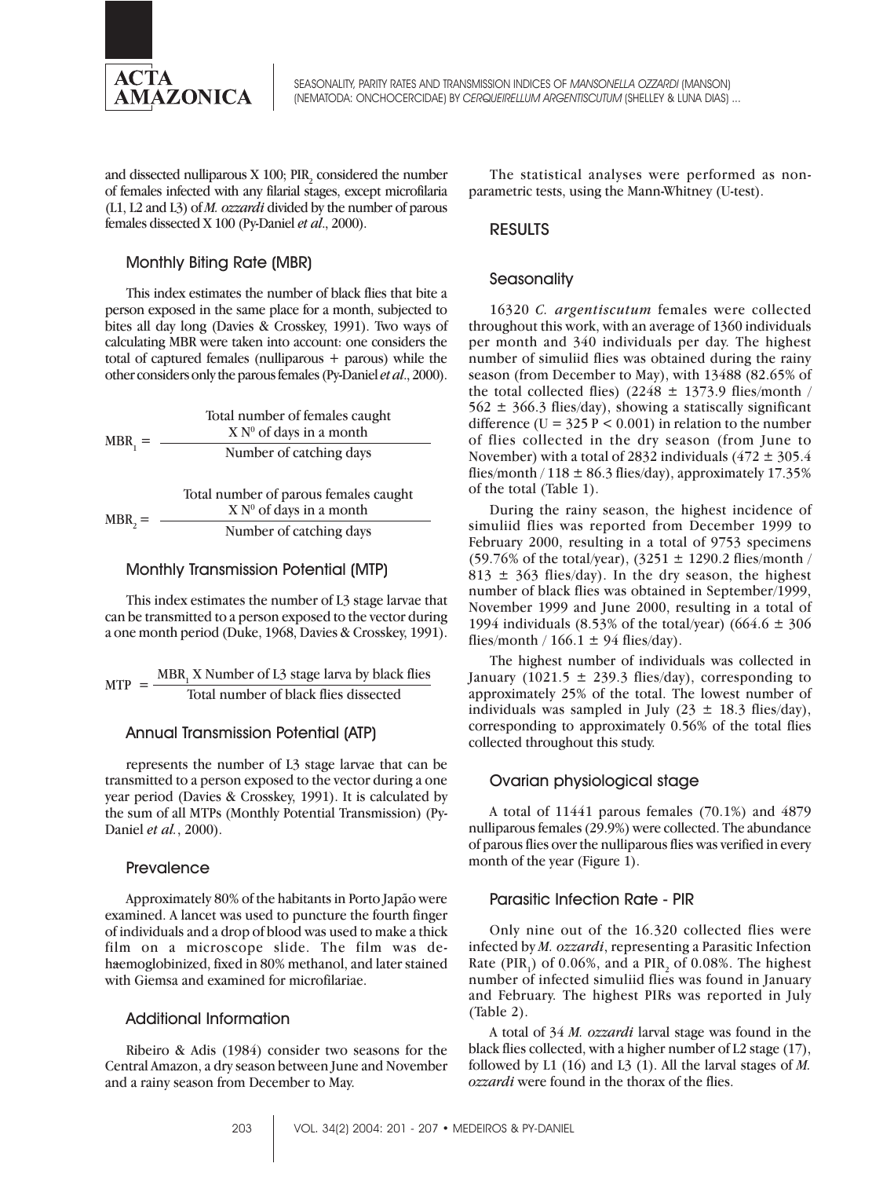and dissected nulliparous X 100; $PIR_2$ considered the number of females infected with any filarial stages, except microfilaria (L1, L2 and L3) of *M. ozzardi* divided by the number of parous females dissected X 100 (Py-Daniel *et al*., 2000).

### Monthly Biting Rate (MBR)

This index estimates the number of black flies that bite a person exposed in the same place for a month, subjected to bites all day long (Davies & Crosskey, 1991). Two ways of calculating MBR were taken into account: one considers the total of captured females (nulliparous + parous) while the other considers only the parous females (Py-Daniel *et al*., 2000).

$$MBR_1 = \frac{\text{Total number of females caught} \times N^0 \text{ of days in a month}}{\text{Number of catching days}}$$

$$MBR_2 = \frac{\text{Total number of parous females caught} \times N^0 \text{ of days in a month}}{\text{Number of catching days}}$$

### Monthly Transmission Potential (MTP)

This index estimates the number of L3 stage larvae that can be transmitted to a person exposed to the vector during a one month period (Duke, 1968, Davies & Crosskey, 1991).

$$MTP = \frac{MBR_1 \times \text{Number of L3 stage larva by black flies}}{\text{Total number of black flies dissected}}$$

### Annual Transmission Potential (ATP)

represents the number of L3 stage larvae that can be transmitted to a person exposed to the vector during a one year period (Davies & Crosskey, 1991). It is calculated by the sum of all MTPs (Monthly Potential Transmission) (Py-Daniel *et al.*, 2000).

### Prevalence

Approximately 80% of the habitants in Porto Japão were examined. A lancet was used to puncture the fourth finger of individuals and a drop of blood was used to make a thick film on a microscope slide. The film was de-haemoglobinized, fixed in 80% methanol, and later stained with Giemsa and examined for microfilariae.

### Additional Information

Ribeiro & Adis (1984) consider two seasons for the Central Amazon, a dry season between June and November and a rainy season from December to May.

The statistical analyses were performed as non-parametric tests, using the Mann-Whitney (U-test).

## RESULTS

### Seasonality

16320 *C. argentiscutum* females were collected throughout this work, with an average of 1360 individuals per month and 340 individuals per day. The highest number of simuliid flies was obtained during the rainy season (from December to May), with 13488 (82.65% of the total collected flies) (2248 ± 1373.9 flies/month / 562 ± 366.3 flies/day), showing a statiscally significant difference ($U = 325$ $P < 0.001$) in relation to the number of flies collected in the dry season (from June to November) with a total of 2832 individuals (472 ± 305.4 flies/month / 118 ± 86.3 flies/day), approximately 17.35% of the total (Table 1).

During the rainy season, the highest incidence of simuliid flies was reported from December 1999 to February 2000, resulting in a total of 9753 specimens (59.76% of the total/year), (3251 ± 1290.2 flies/month / 813 ± 363 flies/day). In the dry season, the highest number of black flies was obtained in September/1999, November 1999 and June 2000, resulting in a total of 1994 individuals (8.53% of the total/year) (664.6 ± 306 flies/month / 166.1 ± 94 flies/day).

The highest number of individuals was collected in January (1021.5 ± 239.3 flies/day), corresponding to approximately 25% of the total. The lowest number of individuals was sampled in July (23 ± 18.3 flies/day), corresponding to approximately 0.56% of the total flies collected throughout this study.

### Ovarian physiological stage

A total of 11441 parous females (70.1%) and 4879 nulliparous females (29.9%) were collected. The abundance of parous flies over the nulliparous flies was verified in every month of the year (Figure 1).

### Parasitic Infection Rate - PIR

Only nine out of the 16.320 collected flies were infected by *M. ozzardi*, representing a Parasitic Infection Rate ($PIR_1$) of 0.06%, and a $PIR_2$ of 0.08%. The highest number of infected simuliid flies was found in January and February. The highest PIRs was reported in July (Table 2).

A total of 34 *M. ozzardi* larval stage was found in the black flies collected, with a higher number of L2 stage (17), followed by L1 (16) and L3 (1). All the larval stages of *M. ozzardi* were found in the thorax of the flies.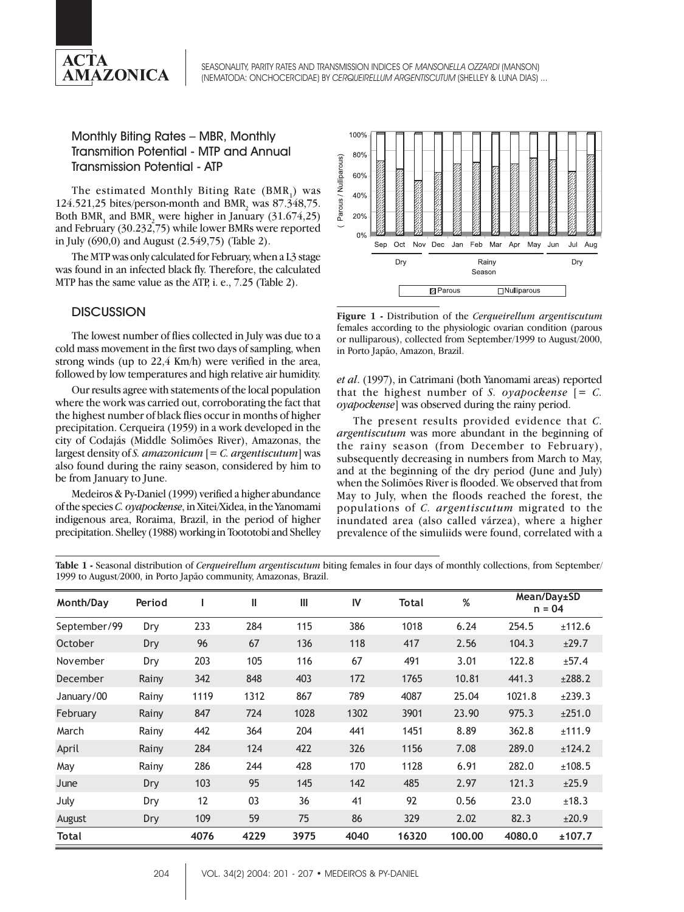## Monthly Biting Rates – MBR, Monthly Transmition Potential - MTP and Annual Transmission Potential - ATP

The estimated Monthly Biting Rate ($BMR_1$) was 124.521,25 bites/person-month and $BMR_2$ was 87.348,75. Both $BMR_1$ and $BMR_2$ were higher in January (31.674,25) and February (30.232,75) while lower BMRs were reported in July (690,0) and August (2.549,75) (Table 2).

The MTP was only calculated for February, when a L3 stage was found in an infected black fly. Therefore, the calculated MTP has the same value as the ATP, i. e., 7.25 (Table 2).

## DISCUSSION

The lowest number of flies collected in July was due to a cold mass movement in the first two days of sampling, when strong winds (up to 22,4 Km/h) were verified in the area, followed by low temperatures and high relative air humidity.

Our results agree with statements of the local population where the work was carried out, corroborating the fact that the highest number of black flies occur in months of higher precipitation. Cerqueira (1959) in a work developed in the city of Codajás (Middle Solimões River), Amazonas, the largest density of *S. amazonicum* [= *C. argentiscutum*] was also found during the rainy season, considered by him to be from January to June.

Medeiros & Py-Daniel (1999) verified a higher abundance of the species *C. oyapockense*, in Xitei/Xidea, in the Yanomami indigenous area, Roraima, Brazil, in the period of higher precipitation. Shelley (1988) working in Toototobi and Shelley *et al*. (1997), in Catrimani (both Yanomami areas) reported that the highest number of *S. oyapockense* [= *C. oyapockense*] was observed during the rainy period.

**Figure 1 -** Distribution of the *Cerqueirellum argentiscutum* females according to the physiologic ovarian condition (parous or nulliparous), collected from September/1999 to August/2000, in Porto Japão, Amazon, Brazil.

The present results provided evidence that *C. argentiscutum* was more abundant in the beginning of the rainy season (from December to February), subsequently decreasing in numbers from March to May, and at the beginning of the dry period (June and July) when the Solimões River is flooded. We observed that from May to July, when the floods reached the forest, the populations of *C. argentiscutum* migrated to the inundated area (also called várzea), where a higher prevalence of the simuliids were found, correlated with a

**Table 1 -** Seasonal distribution of *Cerqueirellum argentiscutum* biting females in four days of monthly collections, from September/1999 to August/2000, in Porto Japão community, Amazonas, Brazil.

| Month/Day | Period | I | II | III | IV | Total | % | Mean/Day±SD n = 04 | |
|---|---|---|---|---|---|---|---|---|---|
| September/99 | Dry | 233 | 284 | 115 | 386 | 1018 | 6.24 | 254.5 | ±112.6 |
| October | Dry | 96 | 67 | 136 | 118 | 417 | 2.56 | 104.3 | ±29.7 |
| November | Dry | 203 | 105 | 116 | 67 | 491 | 3.01 | 122.8 | ±57.4 |
| December | Rainy | 342 | 848 | 403 | 172 | 1765 | 10.81 | 441.3 | ±288.2 |
| January/00 | Rainy | 1119 | 1312 | 867 | 789 | 4087 | 25.04 | 1021.8 | ±239.3 |
| February | Rainy | 847 | 724 | 1028 | 1302 | 3901 | 23.90 | 975.3 | ±251.0 |
| March | Rainy | 442 | 364 | 204 | 441 | 1451 | 8.89 | 362.8 | ±111.9 |
| April | Rainy | 284 | 124 | 422 | 326 | 1156 | 7.08 | 289.0 | ±124.2 |
| May | Rainy | 286 | 244 | 428 | 170 | 1128 | 6.91 | 282.0 | ±108.5 |
| June | Dry | 103 | 95 | 145 | 142 | 485 | 2.97 | 121.3 | ±25.9 |
| July | Dry | 12 | 03 | 36 | 41 | 92 | 0.56 | 23.0 | ±18.3 |
| August | Dry | 109 | 59 | 75 | 86 | 329 | 2.02 | 82.3 | ±20.9 |
| **Total** | | **4076** | **4229** | **3975** | **4040** | **16320** | **100.00** | **4080.0** | **±107.7** |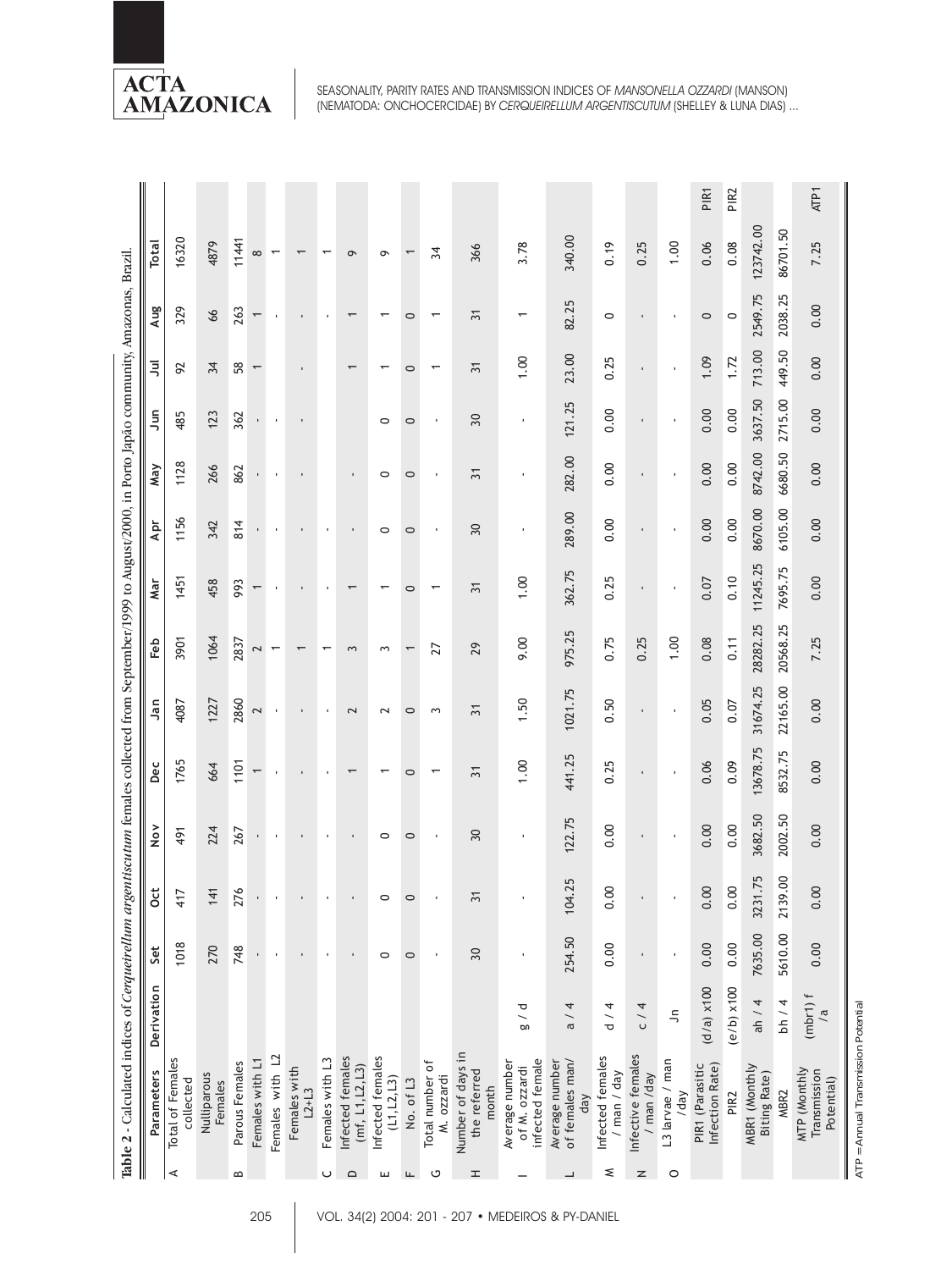**Table 2** - Calculated indices of *Cerqueirellum argentiscutum* females collected from September/1999 to August/2000, in Porto Japão community, Amazonas, Brazil.

| | Parameters | Derivation | Set | Oct | Nov | Dec | Jan | Feb | Mar | Apr | May | Jun | Jul | Aug | Total | |
|---|---|---|---|---|---|---|---|---|---|---|---|---|---|---|---|---|
| A | Total of Females collected | | 1018 | 417 | 491 | 1765 | 4087 | 3901 | 1451 | 1156 | 1128 | 485 | 92 | 329 | 16320 | |
| | Nulliparous Females | | 270 | 141 | 224 | 664 | 1227 | 1064 | 458 | 342 | 266 | 123 | 34 | 66 | 4879 | |
| B | Parous Females | | 748 | 276 | 267 | 1101 | 2860 | 2837 | 993 | 814 | 862 | 362 | 58 | 263 | 11441 | |
| | Females with L1 | | - | - | - | 1 | 2 | 2 | 1 | - | - | - | 1 | 1 | 8 | |
| | Females with L2 | | - | - | - | - | - | 1 | - | - | - | - | | - | 1 | |
| | Females with L2+L3 | | - | - | - | - | - | 1 | - | - | - | - | - | - | 1 | |
| C | Females with L3 | | - | - | - | - | - | 1 | - | - | | | | - | 1 | |
| D | Infected females (mf, L1, L2, L3) | | - | - | - | 1 | 2 | 3 | 1 | - | - | | 1 | 1 | 9 | |
| E | Infected females (L1, L2, L3) | | 0 | 0 | 0 | 1 | 2 | 3 | 1 | 0 | 0 | 0 | 1 | 1 | 9 | |
| F | No. of L3 | | 0 | 0 | 0 | 0 | 0 | 1 | 0 | 0 | 0 | 0 | 0 | 0 | 1 | |
| G | Total number of *M. ozzardi* | | - | - | - | 1 | 3 | 27 | 1 | - | - | - | 1 | 1 | 34 | |
| H | Number of days in the referred month | | 30 | 31 | 30 | 31 | 31 | 29 | 31 | 30 | 31 | 30 | 31 | 31 | 366 | |
| I | Average number of *M. ozzardi* infected female | g / d | - | - | - | 1.00 | 1.50 | 9.00 | 1.00 | - | - | - | 1.00 | 1 | 3.78 | |
| L | Average number of females man/day | a / 4 | 254.50 | 104.25 | 122.75 | 441.25 | 1021.75 | 975.25 | 362.75 | 289.00 | 282.00 | 121.25 | 23.00 | 82.25 | 340.00 | |
| M | Infected females / man / day | d / 4 | 0.00 | 0.00 | 0.00 | 0.25 | 0.50 | 0.75 | 0.25 | 0.00 | 0.00 | 0.00 | 0.25 | 0 | 0.19 | |
| N | Infective females / man /day | c / 4 | - | - | - | - | - | 0.25 | - | - | - | - | - | - | 0.25 | |
| O | L3 larvae / man /day | Jn | - | - | - | - | - | 1.00 | - | - | - | - | - | - | 1.00 | |
| | PIR1 (Parasitic Infection Rate) | (d/a) x100 | 0.00 | 0.00 | 0.00 | 0.06 | 0.05 | 0.08 | 0.07 | 0.00 | 0.00 | 0.00 | 1.09 | 0 | 0.06 | PIR1 |
| | PIR2 | (e/b) x100 | 0.00 | 0.00 | 0.00 | 0.09 | 0.07 | 0.11 | 0.10 | 0.00 | 0.00 | 0.00 | 1.72 | 0 | 0.08 | PIR2 |
| | MBR1 (Monthly Biting Rate) | ah / 4 | 7635.00 | 3231.75 | 3682.50 | 13678.75 | 31674.25 | 28282.25 | 11245.25 | 8670.00 | 8742.00 | 3637.50 | 713.00 | 2549.75 | 123742.00 | |
| | MBR2 | bh / 4 | 5610.00 | 2139.00 | 2002.50 | 8532.75 | 22165.00 | 20568.25 | 7695.75 | 6105.00 | 6680.50 | 2715.00 | 449.50 | 2038.25 | 86701.50 | |
| | MTP (Monthly Transmission Potential) | (mbr1) f /a | 0.00 | 0.00 | 0.00 | 0.00 | 0.00 | 7.25 | 0.00 | 0.00 | 0.00 | 0.00 | 0.00 | 0.00 | 7.25 | ATP1 |

ATP = Annual Transmission Potential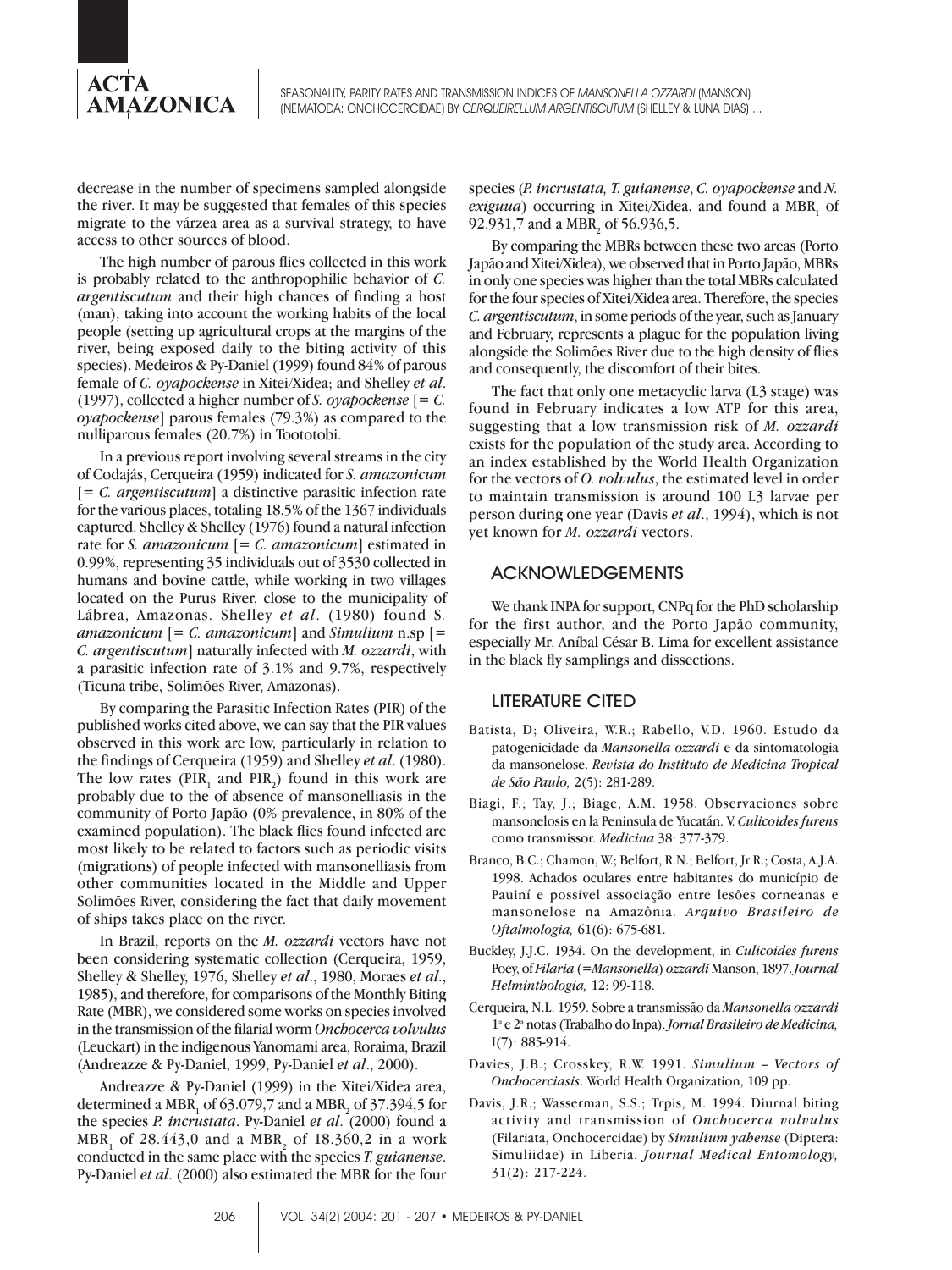decrease in the number of specimens sampled alongside the river. It may be suggested that females of this species migrate to the várzea area as a survival strategy, to have access to other sources of blood.

The high number of parous flies collected in this work is probably related to the anthropophilic behavior of *C. argentiscutum* and their high chances of finding a host (man), taking into account the working habits of the local people (setting up agricultural crops at the margins of the river, being exposed daily to the biting activity of this species). Medeiros & Py-Daniel (1999) found 84% of parous female of *C. oyapockense* in Xitei/Xidea; and Shelley *et al*. (1997), collected a higher number of *S. oyapockense* [= *C. oyapockense*] parous females (79.3%) as compared to the nulliparous females (20.7%) in Toototobi.

In a previous report involving several streams in the city of Codajás, Cerqueira (1959) indicated for *S. amazonicum* [= *C. argentiscutum*] a distinctive parasitic infection rate for the various places, totaling 18.5% of the 1367 individuals captured. Shelley & Shelley (1976) found a natural infection rate for *S. amazonicum* [= *C. amazonicum*] estimated in 0.99%, representing 35 individuals out of 3530 collected in humans and bovine cattle, while working in two villages located on the Purus River, close to the municipality of Lábrea, Amazonas. Shelley *et al*. (1980) found *S. amazonicum* [= *C. amazonicum*] and *Simulium* n.sp [= *C. argentiscutum*] naturally infected with *M. ozzardi*, with a parasitic infection rate of 3.1% and 9.7%, respectively (Ticuna tribe, Solimões River, Amazonas).

By comparing the Parasitic Infection Rates (PIR) of the published works cited above, we can say that the PIR values observed in this work are low, particularly in relation to the findings of Cerqueira (1959) and Shelley *et al*. (1980). The low rates ($PIR_1$ and $PIR_2$) found in this work are probably due to the of absence of mansonelliasis in the community of Porto Japão (0% prevalence, in 80% of the examined population). The black flies found infected are most likely to be related to factors such as periodic visits (migrations) of people infected with mansonelliasis from other communities located in the Middle and Upper Solimões River, considering the fact that daily movement of ships takes place on the river.

In Brazil, reports on the *M. ozzardi* vectors have not been considering systematic collection (Cerqueira, 1959, Shelley & Shelley, 1976, Shelley *et al*., 1980, Moraes *et al*., 1985), and therefore, for comparisons of the Monthly Biting Rate (MBR), we considered some works on species involved in the transmission of the filarial worm *Onchocerca volvulus* (Leuckart) in the indigenous Yanomami area, Roraima, Brazil (Andreazze & Py-Daniel, 1999, Py-Daniel *et al*., 2000).

Andreazze & Py-Daniel (1999) in the Xitei/Xidea area, determined a $MBR_1$ of 63.079,7 and a $MBR_2$ of 37.394,5 for the species *P. incrustata*. Py-Daniel *et al*. (2000) found a $MBR_1$ of 28.443,0 and a $MBR_2$ of 18.360,2 in a work conducted in the same place with the species *T. guianense*. Py-Daniel *et al*. (2000) also estimated the MBR for the four species (*P. incrustata, T. guianense*, *C. oyapockense* and *N. exiguua*) occurring in Xitei/Xidea, and found a $MBR_1$ of 92.931,7 and a $MBR_2$ of 56.936,5.

By comparing the MBRs between these two areas (Porto Japão and Xitei/Xidea), we observed that in Porto Japão, MBRs in only one species was higher than the total MBRs calculated for the four species of Xitei/Xidea area. Therefore, the species *C. argentiscutum*, in some periods of the year, such as January and February, represents a plague for the population living alongside the Solimões River due to the high density of flies and consequently, the discomfort of their bites.

The fact that only one metacyclic larva (L3 stage) was found in February indicates a low ATP for this area, suggesting that a low transmission risk of *M. ozzardi* exists for the population of the study area. According to an index established by the World Health Organization for the vectors of *O. volvulus*, the estimated level in order to maintain transmission is around 100 L3 larvae per person during one year (Davis *et al*., 1994), which is not yet known for *M. ozzardi* vectors.

## ACKNOWLEDGEMENTS

We thank INPA for support, CNPq for the PhD scholarship for the first author, and the Porto Japão community, especially Mr. Aníbal César B. Lima for excellent assistance in the black fly samplings and dissections.

## LITERATURE CITED

Batista, D; Oliveira, W.R.; Rabello, V.D. 1960. Estudo da patogenicidade da *Mansonella ozzardi* e da sintomatologia da mansonelose. *Revista do Instituto de Medicina Tropical de São Paulo,* 2(5): 281-289.

Biagi, F.; Tay, J.; Biage, A.M. 1958. Observaciones sobre mansonelosis en la Peninsula de Yucatán. V. *Culicoides furens* como transmissor. *Medicina* 38: 377-379.

Branco, B.C.; Chamon, W.; Belfort, R.N.; Belfort, Jr.R.; Costa, A.J.A. 1998. Achados oculares entre habitantes do município de Pauiní e possível associação entre lesões corneanas e mansonelose na Amazônia. *Arquivo Brasileiro de Oftalmologia,* 61(6): 675-681.

Buckley, J.J.C. 1934. On the development, in *Culicoides furens* Poey, of *Filaria* (=*Mansonella*) *ozzardi* Manson, 1897. *Journal Helminthologia,* 12: 99-118.

Cerqueira, N.L. 1959. Sobre a transmissão da *Mansonella ozzardi* 1ª e 2ª notas (Trabalho do Inpa). *Jornal Brasileiro de Medicina,* I(7): 885-914.

Davies, J.B.; Crosskey, R.W. 1991. *Simulium – Vectors of Onchocerciasis*. World Health Organization, 109 pp.

Davis, J.R.; Wasserman, S.S.; Trpis, M. 1994. Diurnal biting activity and transmission of *Onchocerca volvulus* (Filariata, Onchocercidae) by *Simulium yahense* (Diptera: Simuliidae) in Liberia. *Journal Medical Entomology,* 31(2): 217-224.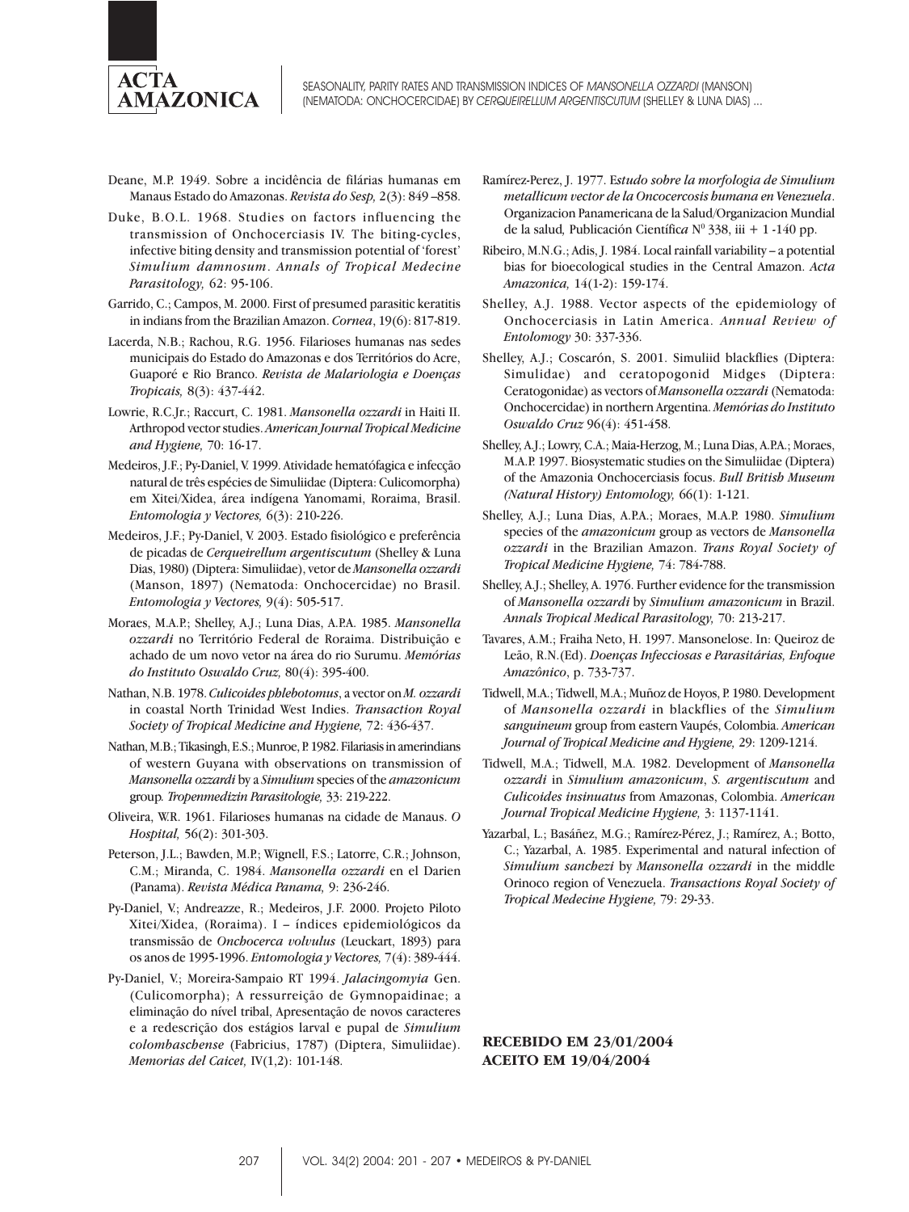Deane, M.P. 1949. Sobre a incidência de filárias humanas em Manaus Estado do Amazonas. *Revista do Sesp,* 2(3): 849 –858.

Duke, B.O.L. 1968. Studies on factors influencing the transmission of Onchocerciasis IV. The biting-cycles, infective biting density and transmission potential of 'forest' *Simulium damnosum*. *Annals of Tropical Medecine Parasitology,* 62: 95-106.

Garrido, C.; Campos, M. 2000. First of presumed parasitic keratitis in indians from the Brazilian Amazon. *Cornea*, 19(6): 817-819.

Lacerda, N.B.; Rachou, R.G. 1956. Filarioses humanas nas sedes municipais do Estado do Amazonas e dos Territórios do Acre, Guaporé e Rio Branco. *Revista de Malariologia e Doenças Tropicais,* 8(3): 437-442.

Lowrie, R.C.Jr.; Raccurt, C. 1981. *Mansonella ozzardi* in Haiti II. Arthropod vector studies. *American Journal Tropical Medicine and Hygiene,* 70: 16-17.

Medeiros, J.F.; Py-Daniel, V. 1999. Atividade hematófagica e infecção natural de três espécies de Simuliidae (Diptera: Culicomorpha) em Xitei/Xidea, área indígena Yanomami, Roraima, Brasil. *Entomologia y Vectores,* 6(3): 210-226.

Medeiros, J.F.; Py-Daniel, V. 2003. Estado fisiológico e preferência de picadas de *Cerqueirellum argentiscutum* (Shelley & Luna Dias, 1980) (Diptera: Simuliidae), vetor de *Mansonella ozzardi* (Manson, 1897) (Nematoda: Onchocercidae) no Brasil. *Entomologia y Vectores,* 9(4): 505-517.

Moraes, M.A.P.; Shelley, A.J.; Luna Dias, A.P.A. 1985. *Mansonella ozzardi* no Território Federal de Roraima. Distribuição e achado de um novo vetor na área do rio Surumu. *Memórias do Instituto Oswaldo Cruz,* 80(4): 395-400.

Nathan, N.B. 1978. *Culicoides phlebotomus*, a vector on *M. ozzardi* in coastal North Trinidad West Indies. *Transaction Royal Society of Tropical Medicine and Hygiene,* 72: 436-437.

Nathan, M.B.; Tikasingh, E.S.; Munroe, P. 1982. Filariasis in amerindians of western Guyana with observations on transmission of *Mansonella ozzardi* by a *Simulium* species of the *amazonicum* group. *Tropenmedizin Parasitologie,* 33: 219-222.

Oliveira, W.R. 1961. Filarioses humanas na cidade de Manaus. *O Hospital,* 56(2): 301-303.

Peterson, J.L.; Bawden, M.P.; Wignell, F.S.; Latorre, C.R.; Johnson, C.M.; Miranda, C. 1984. *Mansonella ozzardi* en el Darien (Panamá). *Revista Médica Panama,* 9: 236-246.

Py-Daniel, V.; Andreazze, R.; Medeiros, J.F. 2000. Projeto Piloto Xitei/Xidea, (Roraima). I – índices epidemiológicos da transmissão de *Onchocerca volvulus* (Leuckart, 1893) para os anos de 1995-1996. *Entomologia y Vectores,* 7(4): 389-444.

Py-Daniel, V.; Moreira-Sampaio RT 1994. *Jalacingomyia* Gen. (Culicomorpha); A ressurreição de Gymnopaidinae; a eliminação do nível tribal, Apresentação de novos caracteres e a redescrição dos estágios larval e pupal de *Simulium colombaschense* (Fabricius, 1787) (Diptera, Simuliidae). *Memorias del Caicet,* IV(1,2): 101-148.

Ramírez-Perez, J. 1977. E*studo sobre la morfologia de Simulium metallicum vector de la Oncocercosis humana en Venezuela*. Organizacion Panamericana de la Salud/Organizacion Mundial de la salud, Publicación Científic*a* N$^0$ 338, iii + 1 -140 pp.

Ribeiro, M.N.G.; Adis, J. 1984. Local rainfall variability – a potential bias for bioecological studies in the Central Amazon. *Acta Amazonica,* 14(1-2): 159-174.

Shelley, A.J. 1988. Vector aspects of the epidemiology of Onchocerciasis in Latin America. *Annual Review of Entolomogy* 30: 337-336.

Shelley, A.J.; Coscarón, S. 2001. Simuliid blackflies (Diptera: Simulidae) and ceratopogonid Midges (Diptera: Ceratogonidae) as vectors of *Mansonella ozzardi* (Nematoda: Onchocercidae) in northern Argentina. *Memórias do Instituto Oswaldo Cruz* 96(4): 451-458.

Shelley, A.J.; Lowry, C.A.; Maia-Herzog, M.; Luna Dias, A.P.A.; Moraes, M.A.P. 1997. Biosystematic studies on the Simuliidae (Diptera) of the Amazonia Onchocerciasis focus. *Bull British Museum (Natural History) Entomology,* 66(1): 1-121.

Shelley, A.J.; Luna Dias, A.P.A.; Moraes, M.A.P. 1980. *Simulium* species of the *amazonicum* group as vectors de *Mansonella ozzardi* in the Brazilian Amazon. *Trans Royal Society of Tropical Medicine Hygiene,* 74: 784-788.

Shelley, A.J.; Shelley, A. 1976. Further evidence for the transmission of *Mansonella ozzardi* by *Simulium amazonicum* in Brazil. *Annals Tropical Medical Parasitology,* 70: 213-217.

Tavares, A.M.; Fraiha Neto, H. 1997. Mansonelose. In: Queiroz de Leão, R.N.(Ed). *Doenças Infecciosas e Parasitárias, Enfoque Amazônico*, p. 733-737.

Tidwell, M.A.; Tidwell, M.A.; Muñoz de Hoyos, P. 1980. Development of *Mansonella ozzardi* in blackflies of the *Simulium sanguineum* group from eastern Vaupés, Colombia. *American Journal of Tropical Medicine and Hygiene,* 29: 1209-1214.

Tidwell, M.A.; Tidwell, M.A. 1982. Development of *Mansonella ozzardi* in *Simulium amazonicum*, *S. argentiscutum* and *Culicoides insinuatus* from Amazonas, Colombia. *American Journal Tropical Medicine Hygiene,* 3: 1137-1141.

Yazarbal, L.; Basáñez, M.G.; Ramírez-Pérez, J.; Ramírez, A.; Botto, C.; Yazarbal, A. 1985. Experimental and natural infection of *Simulium sanchezi* by *Mansonella ozzardi* in the middle Orinoco region of Venezuela. *Transactions Royal Society of Tropical Medecine Hygiene,* 79: 29-33.

**RECEBIDO EM 23/01/2004**
**ACEITO EM 19/04/2004**